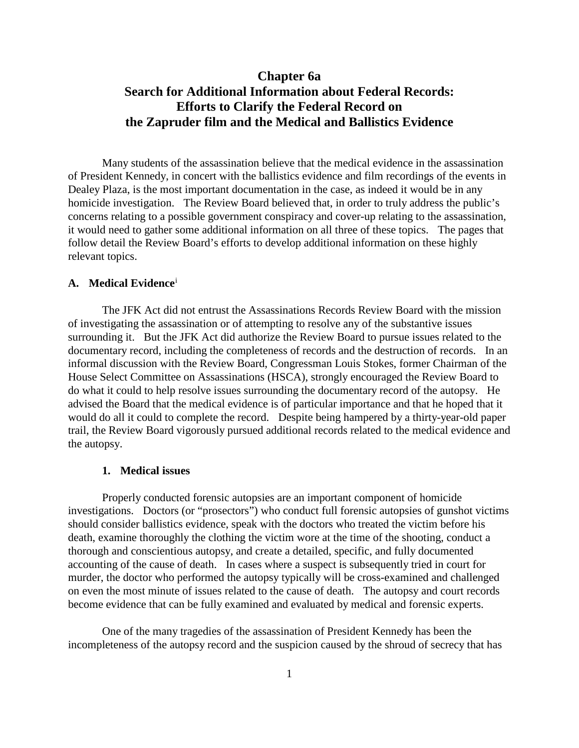# Chapter 6a
# Search for Additional Information about Federal Records: Efforts to Clarify the Federal Record on the Zapruder film and the Medical and Ballistics Evidence

Many students of the assassination believe that the medical evidence in the assassination of President Kennedy, in concert with the ballistics evidence and film recordings of the events in Dealey Plaza, is the most important documentation in the case, as indeed it would be in any homicide investigation. The Review Board believed that, in order to truly address the public's concerns relating to a possible government conspiracy and cover-up relating to the assassination, it would need to gather some additional information on all three of these topics. The pages that follow detail the Review Board's efforts to develop additional information on these highly relevant topics.

## A. Medical Evidence[i]

The JFK Act did not entrust the Assassinations Records Review Board with the mission of investigating the assassination or of attempting to resolve any of the substantive issues surrounding it. But the JFK Act did authorize the Review Board to pursue issues related to the documentary record, including the completeness of records and the destruction of records. In an informal discussion with the Review Board, Congressman Louis Stokes, former Chairman of the House Select Committee on Assassinations (HSCA), strongly encouraged the Review Board to do what it could to help resolve issues surrounding the documentary record of the autopsy. He advised the Board that the medical evidence is of particular importance and that he hoped that it would do all it could to complete the record. Despite being hampered by a thirty-year-old paper trail, the Review Board vigorously pursued additional records related to the medical evidence and the autopsy.

### 1. Medical issues

Properly conducted forensic autopsies are an important component of homicide investigations. Doctors (or "prosectors") who conduct full forensic autopsies of gunshot victims should consider ballistics evidence, speak with the doctors who treated the victim before his death, examine thoroughly the clothing the victim wore at the time of the shooting, conduct a thorough and conscientious autopsy, and create a detailed, specific, and fully documented accounting of the cause of death. In cases where a suspect is subsequently tried in court for murder, the doctor who performed the autopsy typically will be cross-examined and challenged on even the most minute of issues related to the cause of death. The autopsy and court records become evidence that can be fully examined and evaluated by medical and forensic experts.

One of the many tragedies of the assassination of President Kennedy has been the incompleteness of the autopsy record and the suspicion caused by the shroud of secrecy that has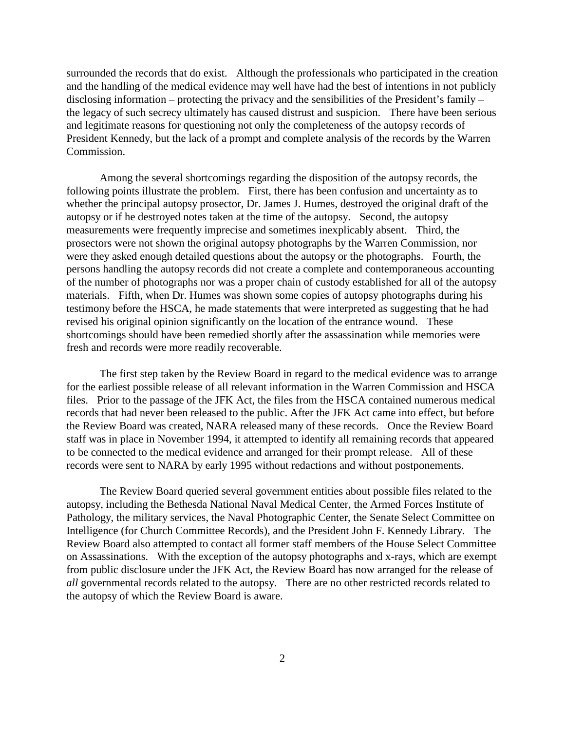surrounded the records that do exist. Although the professionals who participated in the creation and the handling of the medical evidence may well have had the best of intentions in not publicly disclosing information – protecting the privacy and the sensibilities of the President's family – the legacy of such secrecy ultimately has caused distrust and suspicion. There have been serious and legitimate reasons for questioning not only the completeness of the autopsy records of President Kennedy, but the lack of a prompt and complete analysis of the records by the Warren Commission.

Among the several shortcomings regarding the disposition of the autopsy records, the following points illustrate the problem. First, there has been confusion and uncertainty as to whether the principal autopsy prosector, Dr. James J. Humes, destroyed the original draft of the autopsy or if he destroyed notes taken at the time of the autopsy. Second, the autopsy measurements were frequently imprecise and sometimes inexplicably absent. Third, the prosectors were not shown the original autopsy photographs by the Warren Commission, nor were they asked enough detailed questions about the autopsy or the photographs. Fourth, the persons handling the autopsy records did not create a complete and contemporaneous accounting of the number of photographs nor was a proper chain of custody established for all of the autopsy materials. Fifth, when Dr. Humes was shown some copies of autopsy photographs during his testimony before the HSCA, he made statements that were interpreted as suggesting that he had revised his original opinion significantly on the location of the entrance wound. These shortcomings should have been remedied shortly after the assassination while memories were fresh and records were more readily recoverable.

The first step taken by the Review Board in regard to the medical evidence was to arrange for the earliest possible release of all relevant information in the Warren Commission and HSCA files. Prior to the passage of the JFK Act, the files from the HSCA contained numerous medical records that had never been released to the public. After the JFK Act came into effect, but before the Review Board was created, NARA released many of these records. Once the Review Board staff was in place in November 1994, it attempted to identify all remaining records that appeared to be connected to the medical evidence and arranged for their prompt release. All of these records were sent to NARA by early 1995 without redactions and without postponements.

The Review Board queried several government entities about possible files related to the autopsy, including the Bethesda National Naval Medical Center, the Armed Forces Institute of Pathology, the military services, the Naval Photographic Center, the Senate Select Committee on Intelligence (for Church Committee Records), and the President John F. Kennedy Library. The Review Board also attempted to contact all former staff members of the House Select Committee on Assassinations. With the exception of the autopsy photographs and x-rays, which are exempt from public disclosure under the JFK Act, the Review Board has now arranged for the release of *all* governmental records related to the autopsy. There are no other restricted records related to the autopsy of which the Review Board is aware.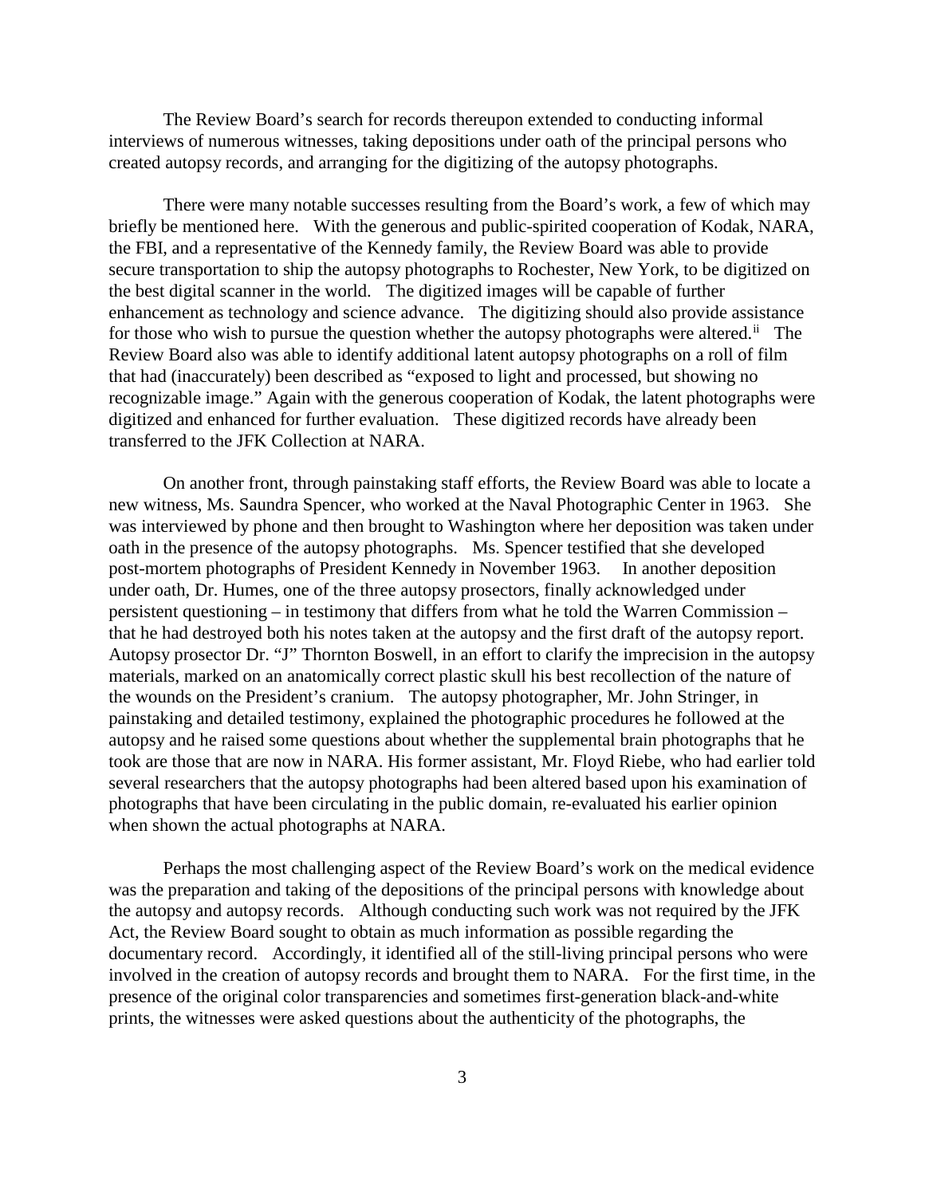The Review Board's search for records thereupon extended to conducting informal interviews of numerous witnesses, taking depositions under oath of the principal persons who created autopsy records, and arranging for the digitizing of the autopsy photographs.

There were many notable successes resulting from the Board's work, a few of which may briefly be mentioned here. With the generous and public-spirited cooperation of Kodak, NARA, the FBI, and a representative of the Kennedy family, the Review Board was able to provide secure transportation to ship the autopsy photographs to Rochester, New York, to be digitized on the best digital scanner in the world. The digitized images will be capable of further enhancement as technology and science advance. The digitizing should also provide assistance for those who wish to pursue the question whether the autopsy photographs were altered.[ii] The Review Board also was able to identify additional latent autopsy photographs on a roll of film that had (inaccurately) been described as "exposed to light and processed, but showing no recognizable image." Again with the generous cooperation of Kodak, the latent photographs were digitized and enhanced for further evaluation. These digitized records have already been transferred to the JFK Collection at NARA.

On another front, through painstaking staff efforts, the Review Board was able to locate a new witness, Ms. Saundra Spencer, who worked at the Naval Photographic Center in 1963. She was interviewed by phone and then brought to Washington where her deposition was taken under oath in the presence of the autopsy photographs. Ms. Spencer testified that she developed post-mortem photographs of President Kennedy in November 1963. In another deposition under oath, Dr. Humes, one of the three autopsy prosectors, finally acknowledged under persistent questioning – in testimony that differs from what he told the Warren Commission – that he had destroyed both his notes taken at the autopsy and the first draft of the autopsy report. Autopsy prosector Dr. "J" Thornton Boswell, in an effort to clarify the imprecision in the autopsy materials, marked on an anatomically correct plastic skull his best recollection of the nature of the wounds on the President's cranium. The autopsy photographer, Mr. John Stringer, in painstaking and detailed testimony, explained the photographic procedures he followed at the autopsy and he raised some questions about whether the supplemental brain photographs that he took are those that are now in NARA. His former assistant, Mr. Floyd Riebe, who had earlier told several researchers that the autopsy photographs had been altered based upon his examination of photographs that have been circulating in the public domain, re-evaluated his earlier opinion when shown the actual photographs at NARA.

Perhaps the most challenging aspect of the Review Board's work on the medical evidence was the preparation and taking of the depositions of the principal persons with knowledge about the autopsy and autopsy records. Although conducting such work was not required by the JFK Act, the Review Board sought to obtain as much information as possible regarding the documentary record. Accordingly, it identified all of the still-living principal persons who were involved in the creation of autopsy records and brought them to NARA. For the first time, in the presence of the original color transparencies and sometimes first-generation black-and-white prints, the witnesses were asked questions about the authenticity of the photographs, the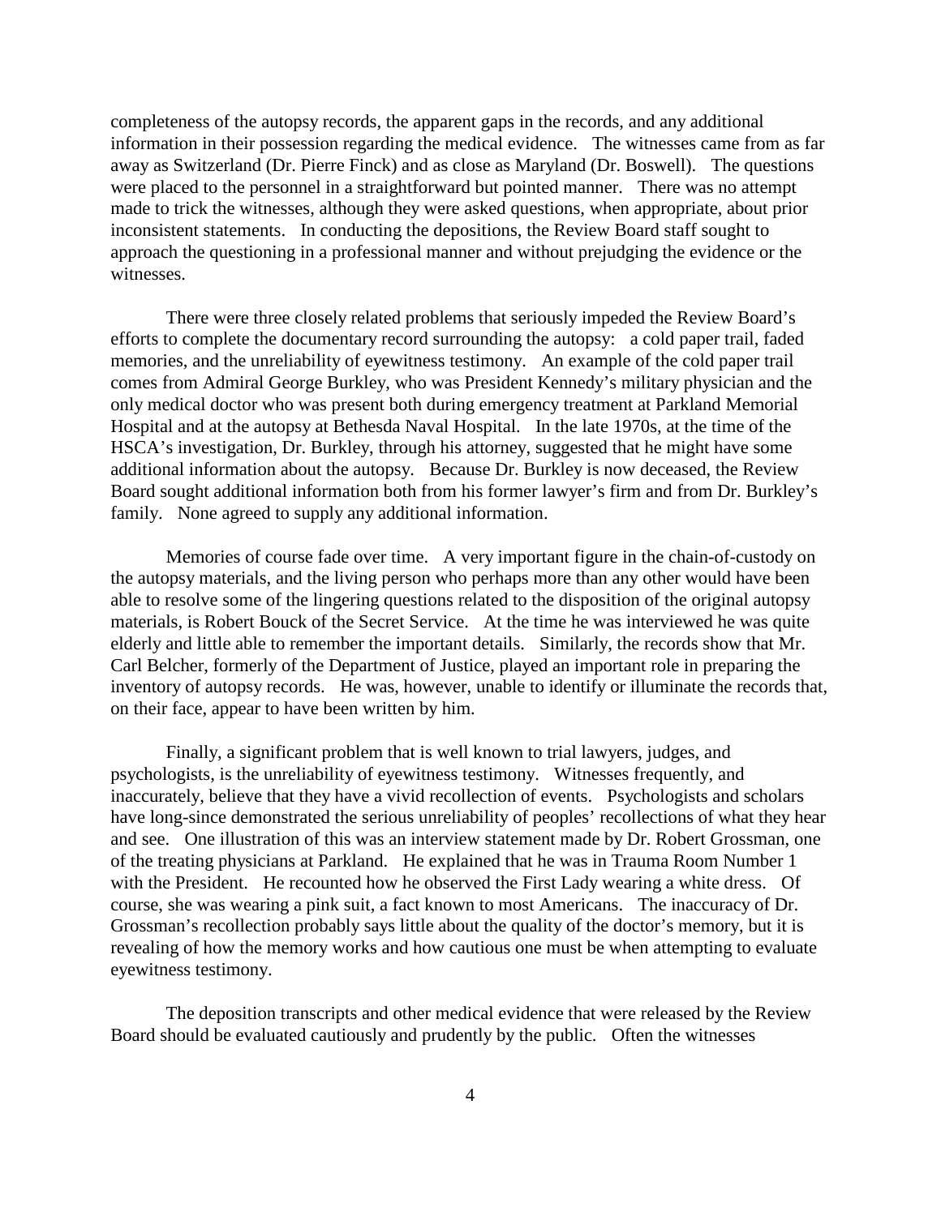completeness of the autopsy records, the apparent gaps in the records, and any additional information in their possession regarding the medical evidence. The witnesses came from as far away as Switzerland (Dr. Pierre Finck) and as close as Maryland (Dr. Boswell). The questions were placed to the personnel in a straightforward but pointed manner. There was no attempt made to trick the witnesses, although they were asked questions, when appropriate, about prior inconsistent statements. In conducting the depositions, the Review Board staff sought to approach the questioning in a professional manner and without prejudging the evidence or the witnesses.

There were three closely related problems that seriously impeded the Review Board's efforts to complete the documentary record surrounding the autopsy: a cold paper trail, faded memories, and the unreliability of eyewitness testimony. An example of the cold paper trail comes from Admiral George Burkley, who was President Kennedy's military physician and the only medical doctor who was present both during emergency treatment at Parkland Memorial Hospital and at the autopsy at Bethesda Naval Hospital. In the late 1970s, at the time of the HSCA's investigation, Dr. Burkley, through his attorney, suggested that he might have some additional information about the autopsy. Because Dr. Burkley is now deceased, the Review Board sought additional information both from his former lawyer's firm and from Dr. Burkley's family. None agreed to supply any additional information.

Memories of course fade over time. A very important figure in the chain-of-custody on the autopsy materials, and the living person who perhaps more than any other would have been able to resolve some of the lingering questions related to the disposition of the original autopsy materials, is Robert Bouck of the Secret Service. At the time he was interviewed he was quite elderly and little able to remember the important details. Similarly, the records show that Mr. Carl Belcher, formerly of the Department of Justice, played an important role in preparing the inventory of autopsy records. He was, however, unable to identify or illuminate the records that, on their face, appear to have been written by him.

Finally, a significant problem that is well known to trial lawyers, judges, and psychologists, is the unreliability of eyewitness testimony. Witnesses frequently, and inaccurately, believe that they have a vivid recollection of events. Psychologists and scholars have long-since demonstrated the serious unreliability of peoples' recollections of what they hear and see. One illustration of this was an interview statement made by Dr. Robert Grossman, one of the treating physicians at Parkland. He explained that he was in Trauma Room Number 1 with the President. He recounted how he observed the First Lady wearing a white dress. Of course, she was wearing a pink suit, a fact known to most Americans. The inaccuracy of Dr. Grossman's recollection probably says little about the quality of the doctor's memory, but it is revealing of how the memory works and how cautious one must be when attempting to evaluate eyewitness testimony.

The deposition transcripts and other medical evidence that were released by the Review Board should be evaluated cautiously and prudently by the public. Often the witnesses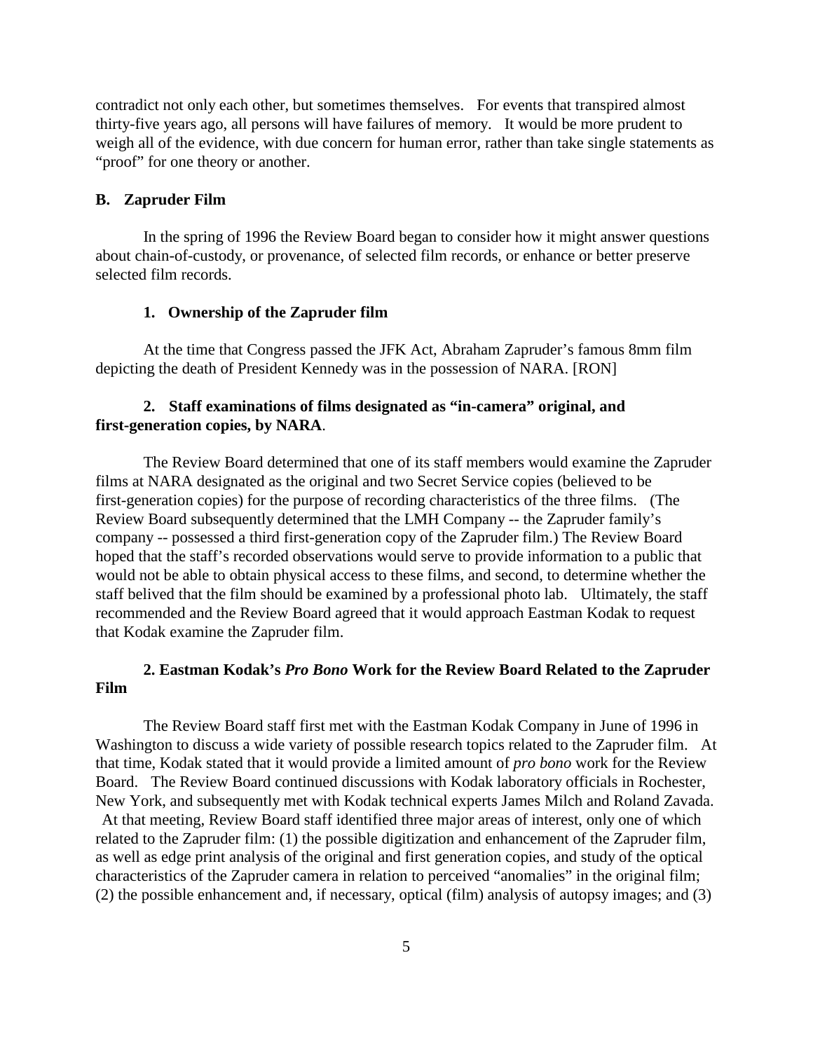contradict not only each other, but sometimes themselves. For events that transpired almost thirty-five years ago, all persons will have failures of memory. It would be more prudent to weigh all of the evidence, with due concern for human error, rather than take single statements as "proof" for one theory or another.

### B. Zapruder Film

In the spring of 1996 the Review Board began to consider how it might answer questions about chain-of-custody, or provenance, of selected film records, or enhance or better preserve selected film records.

#### 1. Ownership of the Zapruder film

At the time that Congress passed the JFK Act, Abraham Zapruder's famous 8mm film depicting the death of President Kennedy was in the possession of NARA. [RON]

#### 2. Staff examinations of films designated as "in-camera" original, and first-generation copies, by NARA.

The Review Board determined that one of its staff members would examine the Zapruder films at NARA designated as the original and two Secret Service copies (believed to be first-generation copies) for the purpose of recording characteristics of the three films. (The Review Board subsequently determined that the LMH Company -- the Zapruder family's company -- possessed a third first-generation copy of the Zapruder film.) The Review Board hoped that the staff's recorded observations would serve to provide information to a public that would not be able to obtain physical access to these films, and second, to determine whether the staff belived that the film should be examined by a professional photo lab. Ultimately, the staff recommended and the Review Board agreed that it would approach Eastman Kodak to request that Kodak examine the Zapruder film.

#### 2. Eastman Kodak's *Pro Bono* Work for the Review Board Related to the Zapruder Film

The Review Board staff first met with the Eastman Kodak Company in June of 1996 in Washington to discuss a wide variety of possible research topics related to the Zapruder film. At that time, Kodak stated that it would provide a limited amount of *pro bono* work for the Review Board. The Review Board continued discussions with Kodak laboratory officials in Rochester, New York, and subsequently met with Kodak technical experts James Milch and Roland Zavada. At that meeting, Review Board staff identified three major areas of interest, only one of which related to the Zapruder film: (1) the possible digitization and enhancement of the Zapruder film, as well as edge print analysis of the original and first generation copies, and study of the optical characteristics of the Zapruder camera in relation to perceived "anomalies" in the original film; (2) the possible enhancement and, if necessary, optical (film) analysis of autopsy images; and (3)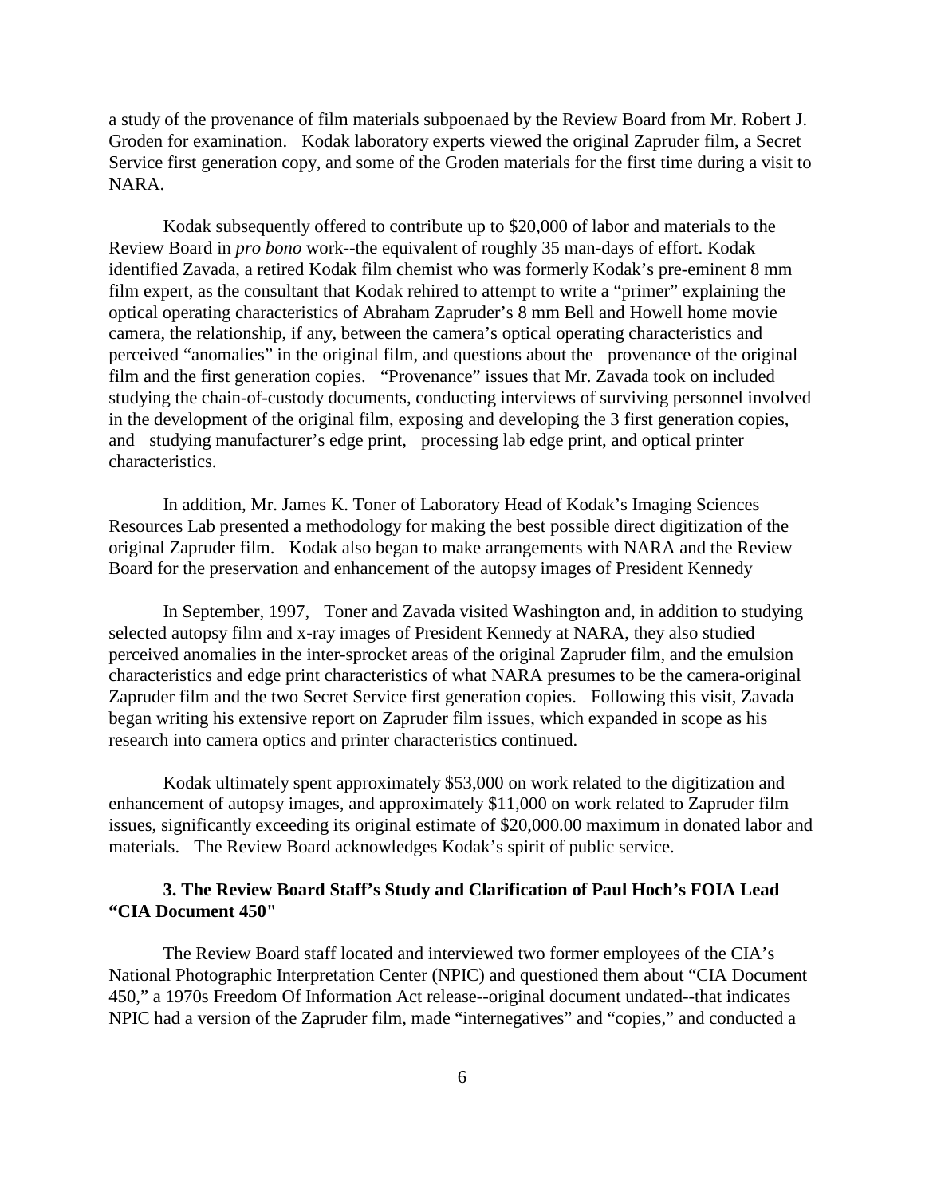a study of the provenance of film materials subpoenaed by the Review Board from Mr. Robert J. Groden for examination. Kodak laboratory experts viewed the original Zapruder film, a Secret Service first generation copy, and some of the Groden materials for the first time during a visit to NARA.

Kodak subsequently offered to contribute up to $20,000 of labor and materials to the Review Board in *pro bono* work--the equivalent of roughly 35 man-days of effort. Kodak identified Zavada, a retired Kodak film chemist who was formerly Kodak's pre-eminent 8 mm film expert, as the consultant that Kodak rehired to attempt to write a "primer" explaining the optical operating characteristics of Abraham Zapruder's 8 mm Bell and Howell home movie camera, the relationship, if any, between the camera's optical operating characteristics and perceived "anomalies" in the original film, and questions about the provenance of the original film and the first generation copies. "Provenance" issues that Mr. Zavada took on included studying the chain-of-custody documents, conducting interviews of surviving personnel involved in the development of the original film, exposing and developing the 3 first generation copies, and studying manufacturer's edge print, processing lab edge print, and optical printer characteristics.

In addition, Mr. James K. Toner of Laboratory Head of Kodak's Imaging Sciences Resources Lab presented a methodology for making the best possible direct digitization of the original Zapruder film. Kodak also began to make arrangements with NARA and the Review Board for the preservation and enhancement of the autopsy images of President Kennedy

In September, 1997, Toner and Zavada visited Washington and, in addition to studying selected autopsy film and x-ray images of President Kennedy at NARA, they also studied perceived anomalies in the inter-sprocket areas of the original Zapruder film, and the emulsion characteristics and edge print characteristics of what NARA presumes to be the camera-original Zapruder film and the two Secret Service first generation copies. Following this visit, Zavada began writing his extensive report on Zapruder film issues, which expanded in scope as his research into camera optics and printer characteristics continued.

Kodak ultimately spent approximately $53,000 on work related to the digitization and enhancement of autopsy images, and approximately $11,000 on work related to Zapruder film issues, significantly exceeding its original estimate of $20,000.00 maximum in donated labor and materials. The Review Board acknowledges Kodak's spirit of public service.

### 3. The Review Board Staff's Study and Clarification of Paul Hoch's FOIA Lead "CIA Document 450"

The Review Board staff located and interviewed two former employees of the CIA's National Photographic Interpretation Center (NPIC) and questioned them about "CIA Document 450," a 1970s Freedom Of Information Act release--original document undated--that indicates NPIC had a version of the Zapruder film, made "internegatives" and "copies," and conducted a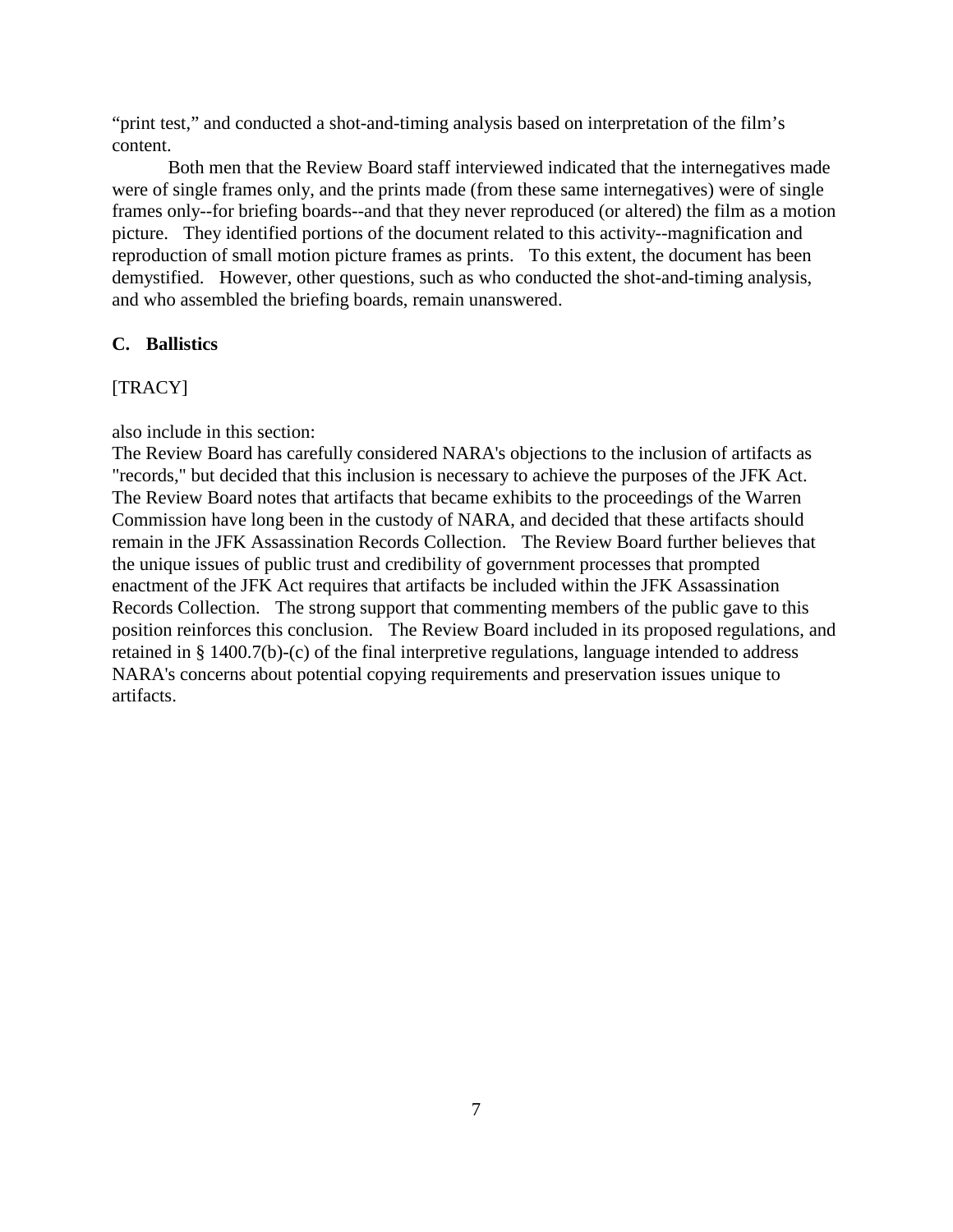"print test," and conducted a shot-and-timing analysis based on interpretation of the film's content.

Both men that the Review Board staff interviewed indicated that the internegatives made were of single frames only, and the prints made (from these same internegatives) were of single frames only--for briefing boards--and that they never reproduced (or altered) the film as a motion picture. They identified portions of the document related to this activity--magnification and reproduction of small motion picture frames as prints. To this extent, the document has been demystified. However, other questions, such as who conducted the shot-and-timing analysis, and who assembled the briefing boards, remain unanswered.

### C. Ballistics

[TRACY]

also include in this section:
The Review Board has carefully considered NARA's objections to the inclusion of artifacts as "records," but decided that this inclusion is necessary to achieve the purposes of the JFK Act. The Review Board notes that artifacts that became exhibits to the proceedings of the Warren Commission have long been in the custody of NARA, and decided that these artifacts should remain in the JFK Assassination Records Collection. The Review Board further believes that the unique issues of public trust and credibility of government processes that prompted enactment of the JFK Act requires that artifacts be included within the JFK Assassination Records Collection. The strong support that commenting members of the public gave to this position reinforces this conclusion. The Review Board included in its proposed regulations, and retained in § 1400.7(b)-(c) of the final interpretive regulations, language intended to address NARA's concerns about potential copying requirements and preservation issues unique to artifacts.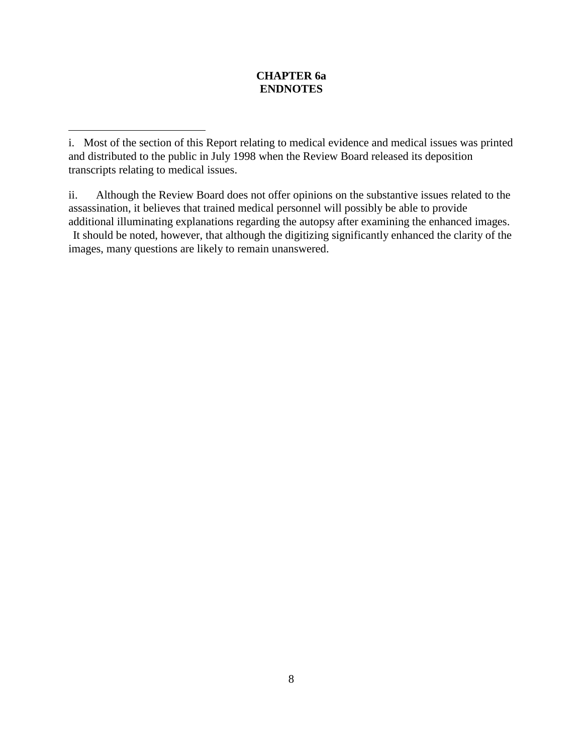# CHAPTER 6a
# ENDNOTES

---

i. Most of the section of this Report relating to medical evidence and medical issues was printed and distributed to the public in July 1998 when the Review Board released its deposition transcripts relating to medical issues.

ii. Although the Review Board does not offer opinions on the substantive issues related to the assassination, it believes that trained medical personnel will possibly be able to provide additional illuminating explanations regarding the autopsy after examining the enhanced images. It should be noted, however, that although the digitizing significantly enhanced the clarity of the images, many questions are likely to remain unanswered.